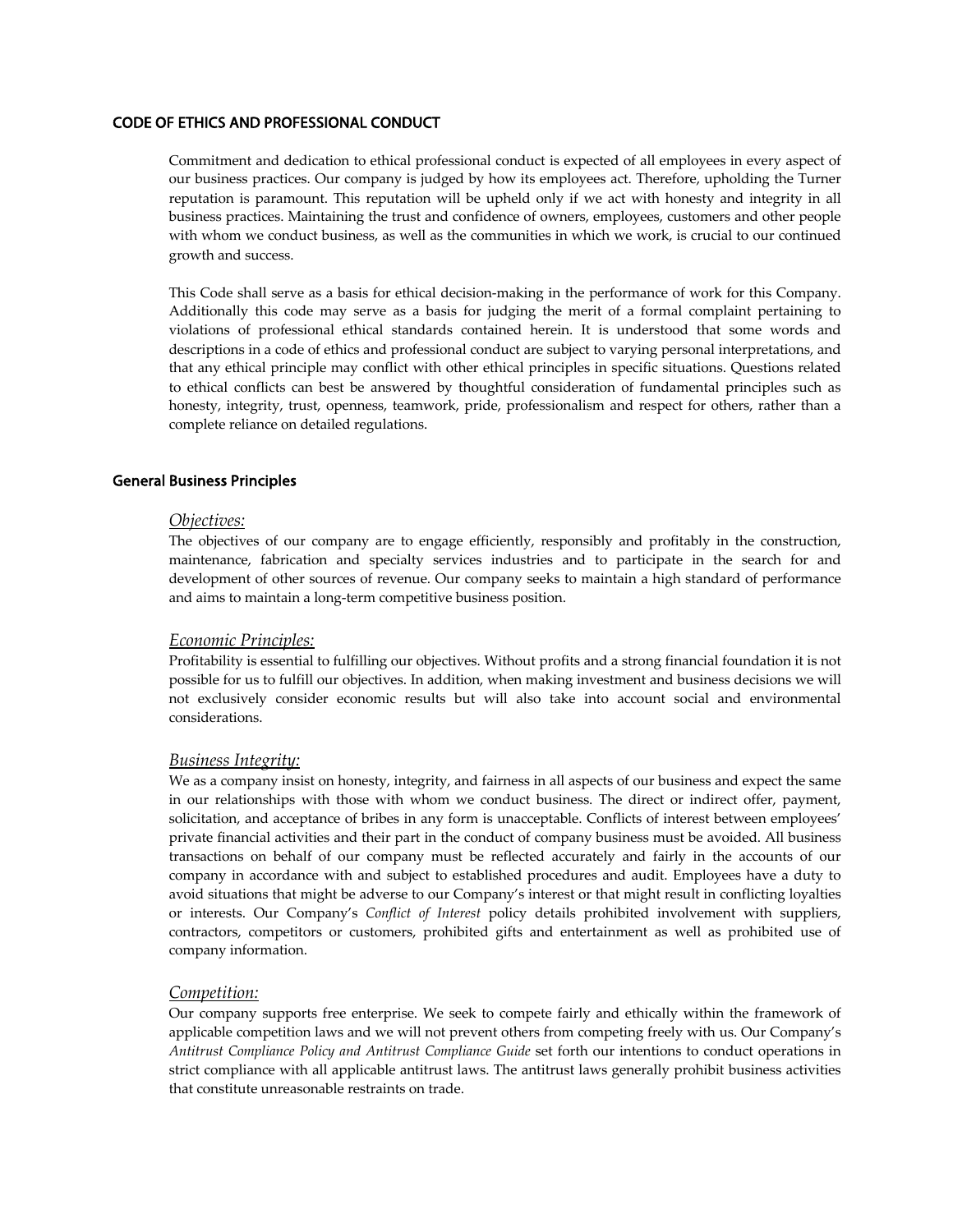# CODE OF ETHICS AND PROFESSIONAL CONDUCT

Commitment and dedication to ethical professional conduct is expected of all employees in every aspect of our business practices. Our company is judged by how its employees act. Therefore, upholding the Turner reputation is paramount. This reputation will be upheld only if we act with honesty and integrity in all business practices. Maintaining the trust and confidence of owners, employees, customers and other people with whom we conduct business, as well as the communities in which we work, is crucial to our continued growth and success.

This Code shall serve as a basis for ethical decision-making in the performance of work for this Company. Additionally this code may serve as a basis for judging the merit of a formal complaint pertaining to violations of professional ethical standards contained herein. It is understood that some words and descriptions in a code of ethics and professional conduct are subject to varying personal interpretations, and that any ethical principle may conflict with other ethical principles in specific situations. Questions related to ethical conflicts can best be answered by thoughtful consideration of fundamental principles such as honesty, integrity, trust, openness, teamwork, pride, professionalism and respect for others, rather than a complete reliance on detailed regulations.

## General Business Principles

### *Objectives:*

The objectives of our company are to engage efficiently, responsibly and profitably in the construction, maintenance, fabrication and specialty services industries and to participate in the search for and development of other sources of revenue. Our company seeks to maintain a high standard of performance and aims to maintain a long-term competitive business position.

### *Economic Principles:*

Profitability is essential to fulfilling our objectives. Without profits and a strong financial foundation it is not possible for us to fulfill our objectives. In addition, when making investment and business decisions we will not exclusively consider economic results but will also take into account social and environmental considerations.

### *Business Integrity:*

We as a company insist on honesty, integrity, and fairness in all aspects of our business and expect the same in our relationships with those with whom we conduct business. The direct or indirect offer, payment, solicitation, and acceptance of bribes in any form is unacceptable. Conflicts of interest between employees' private financial activities and their part in the conduct of company business must be avoided. All business transactions on behalf of our company must be reflected accurately and fairly in the accounts of our company in accordance with and subject to established procedures and audit. Employees have a duty to avoid situations that might be adverse to our Company's interest or that might result in conflicting loyalties or interests. Our Company's *Conflict of Interest* policy details prohibited involvement with suppliers, contractors, competitors or customers, prohibited gifts and entertainment as well as prohibited use of company information.

### *Competition:*

Our company supports free enterprise. We seek to compete fairly and ethically within the framework of applicable competition laws and we will not prevent others from competing freely with us. Our Company's *Antitrust Compliance Policy and Antitrust Compliance Guide* set forth our intentions to conduct operations in strict compliance with all applicable antitrust laws. The antitrust laws generally prohibit business activities that constitute unreasonable restraints on trade.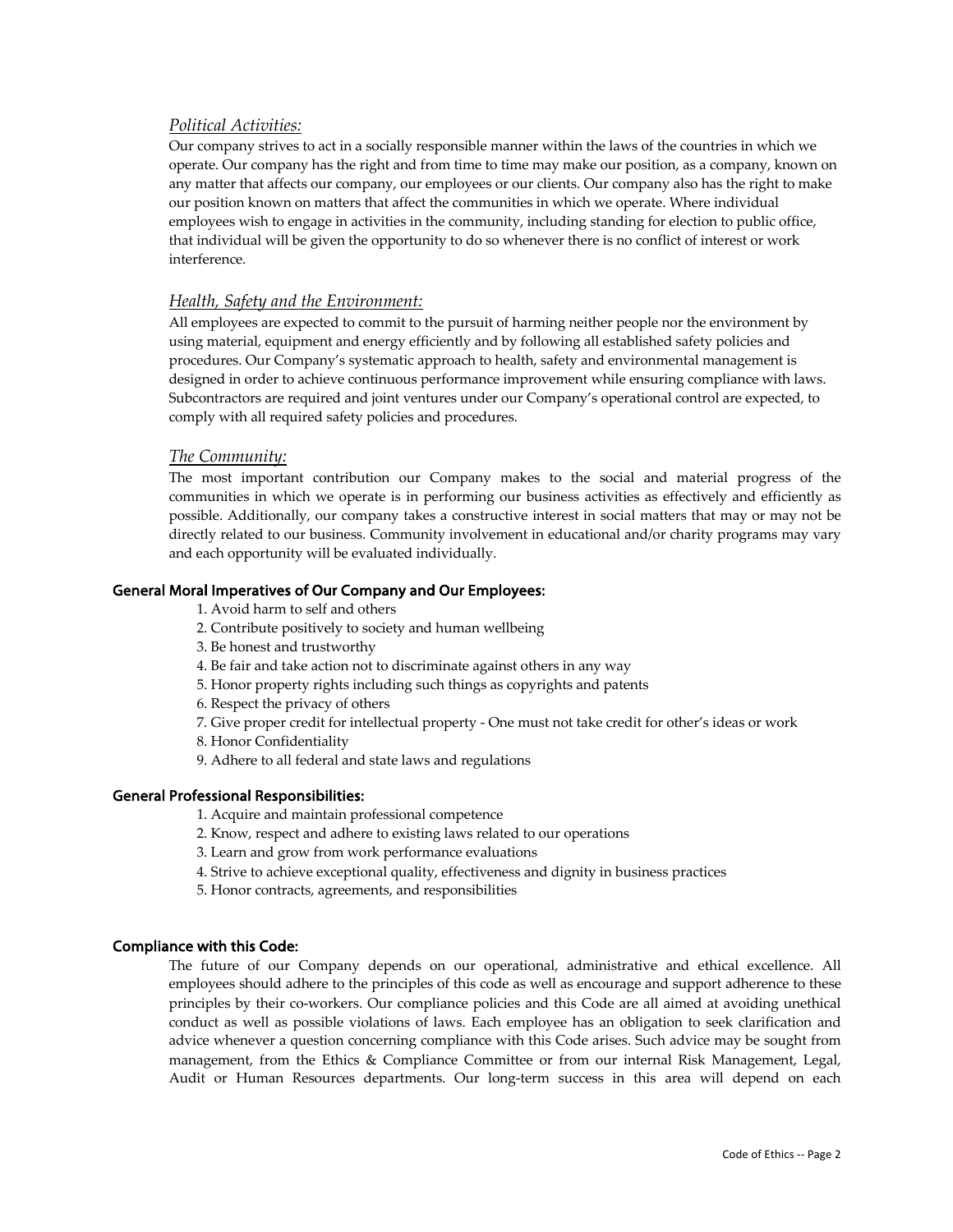### *Political Activities:*

Our company strives to act in a socially responsible manner within the laws of the countries in which we operate. Our company has the right and from time to time may make our position, as a company, known on any matter that affects our company, our employees or our clients. Our company also has the right to make our position known on matters that affect the communities in which we operate. Where individual employees wish to engage in activities in the community, including standing for election to public office, that individual will be given the opportunity to do so whenever there is no conflict of interest or work interference.

### *Health, Safety and the Environment:*

All employees are expected to commit to the pursuit of harming neither people nor the environment by using material, equipment and energy efficiently and by following all established safety policies and procedures. Our Company's systematic approach to health, safety and environmental management is designed in order to achieve continuous performance improvement while ensuring compliance with laws. Subcontractors are required and joint ventures under our Company's operational control are expected, to comply with all required safety policies and procedures.

### *The Community:*

The most important contribution our Company makes to the social and material progress of the communities in which we operate is in performing our business activities as effectively and efficiently as possible. Additionally, our company takes a constructive interest in social matters that may or may not be directly related to our business. Community involvement in educational and/or charity programs may vary and each opportunity will be evaluated individually.

## General Moral Imperatives of Our Company and Our Employees:

1. Avoid harm to self and others
2. Contribute positively to society and human wellbeing
3. Be honest and trustworthy
4. Be fair and take action not to discriminate against others in any way
5. Honor property rights including such things as copyrights and patents
6. Respect the privacy of others
7. Give proper credit for intellectual property - One must not take credit for other's ideas or work
8. Honor Confidentiality
9. Adhere to all federal and state laws and regulations

## General Professional Responsibilities:

1. Acquire and maintain professional competence
2. Know, respect and adhere to existing laws related to our operations
3. Learn and grow from work performance evaluations
4. Strive to achieve exceptional quality, effectiveness and dignity in business practices
5. Honor contracts, agreements, and responsibilities

## Compliance with this Code:

The future of our Company depends on our operational, administrative and ethical excellence. All employees should adhere to the principles of this code as well as encourage and support adherence to these principles by their co-workers. Our compliance policies and this Code are all aimed at avoiding unethical conduct as well as possible violations of laws. Each employee has an obligation to seek clarification and advice whenever a question concerning compliance with this Code arises. Such advice may be sought from management, from the Ethics & Compliance Committee or from our internal Risk Management, Legal, Audit or Human Resources departments. Our long-term success in this area will depend on each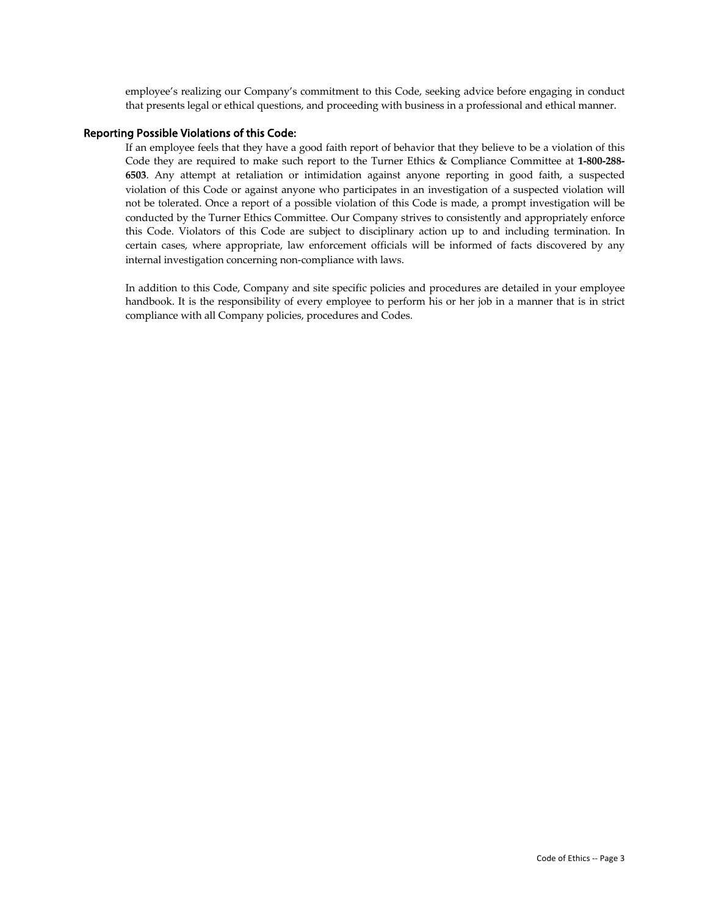employee's realizing our Company's commitment to this Code, seeking advice before engaging in conduct that presents legal or ethical questions, and proceeding with business in a professional and ethical manner.

## Reporting Possible Violations of this Code:

If an employee feels that they have a good faith report of behavior that they believe to be a violation of this Code they are required to make such report to the Turner Ethics & Compliance Committee at **1-800-288-6503**. Any attempt at retaliation or intimidation against anyone reporting in good faith, a suspected violation of this Code or against anyone who participates in an investigation of a suspected violation will not be tolerated. Once a report of a possible violation of this Code is made, a prompt investigation will be conducted by the Turner Ethics Committee. Our Company strives to consistently and appropriately enforce this Code. Violators of this Code are subject to disciplinary action up to and including termination. In certain cases, where appropriate, law enforcement officials will be informed of facts discovered by any internal investigation concerning non-compliance with laws.

In addition to this Code, Company and site specific policies and procedures are detailed in your employee handbook. It is the responsibility of every employee to perform his or her job in a manner that is in strict compliance with all Company policies, procedures and Codes.